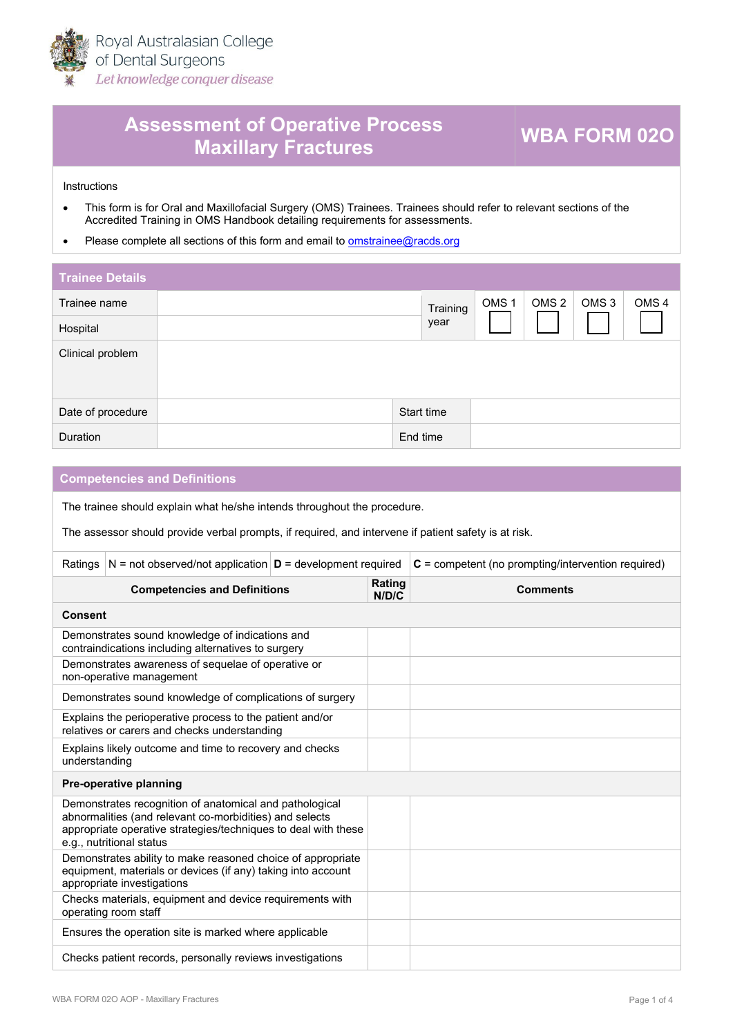Royal Australasian College of Dental Surgeons
*Let knowledge conquer disease*

# Assessment of Operative Process Maxillary Fractures

**WBA FORM 02O**

Instructions

- This form is for Oral and Maxillofacial Surgery (OMS) Trainees. Trainees should refer to relevant sections of the Accredited Training in OMS Handbook detailing requirements for assessments.
- Please complete all sections of this form and email to omstrainee@racds.org

## Trainee Details

| Trainee name | | Training year | OMS 1 ☐ | OMS 2 ☐ | OMS 3 ☐ | OMS 4 ☐ |
|---|---|---|---|---|---|---|
| Hospital | | | | | | |
| Clinical problem | | | | | | |

| Date of procedure | | Start time | |
|---|---|---|---|
| Duration | | End time | |

## Competencies and Definitions

The trainee should explain what he/she intends throughout the procedure.

The assessor should provide verbal prompts, if required, and intervene if patient safety is at risk.

| Ratings | N = not observed/not application | **D** = development required | **C** = competent (no prompting/intervention required) |
|---|---|---|---|

| Competencies and Definitions | Rating N/D/C | Comments |
|---|---|---|
| **Consent** | | |
| Demonstrates sound knowledge of indications and contraindications including alternatives to surgery | | |
| Demonstrates awareness of sequelae of operative or non-operative management | | |
| Demonstrates sound knowledge of complications of surgery | | |
| Explains the perioperative process to the patient and/or relatives or carers and checks understanding | | |
| Explains likely outcome and time to recovery and checks understanding | | |
| **Pre-operative planning** | | |
| Demonstrates recognition of anatomical and pathological abnormalities (and relevant co-morbidities) and selects appropriate operative strategies/techniques to deal with these e.g., nutritional status | | |
| Demonstrates ability to make reasoned choice of appropriate equipment, materials or devices (if any) taking into account appropriate investigations | | |
| Checks materials, equipment and device requirements with operating room staff | | |
| Ensures the operation site is marked where applicable | | |
| Checks patient records, personally reviews investigations | | |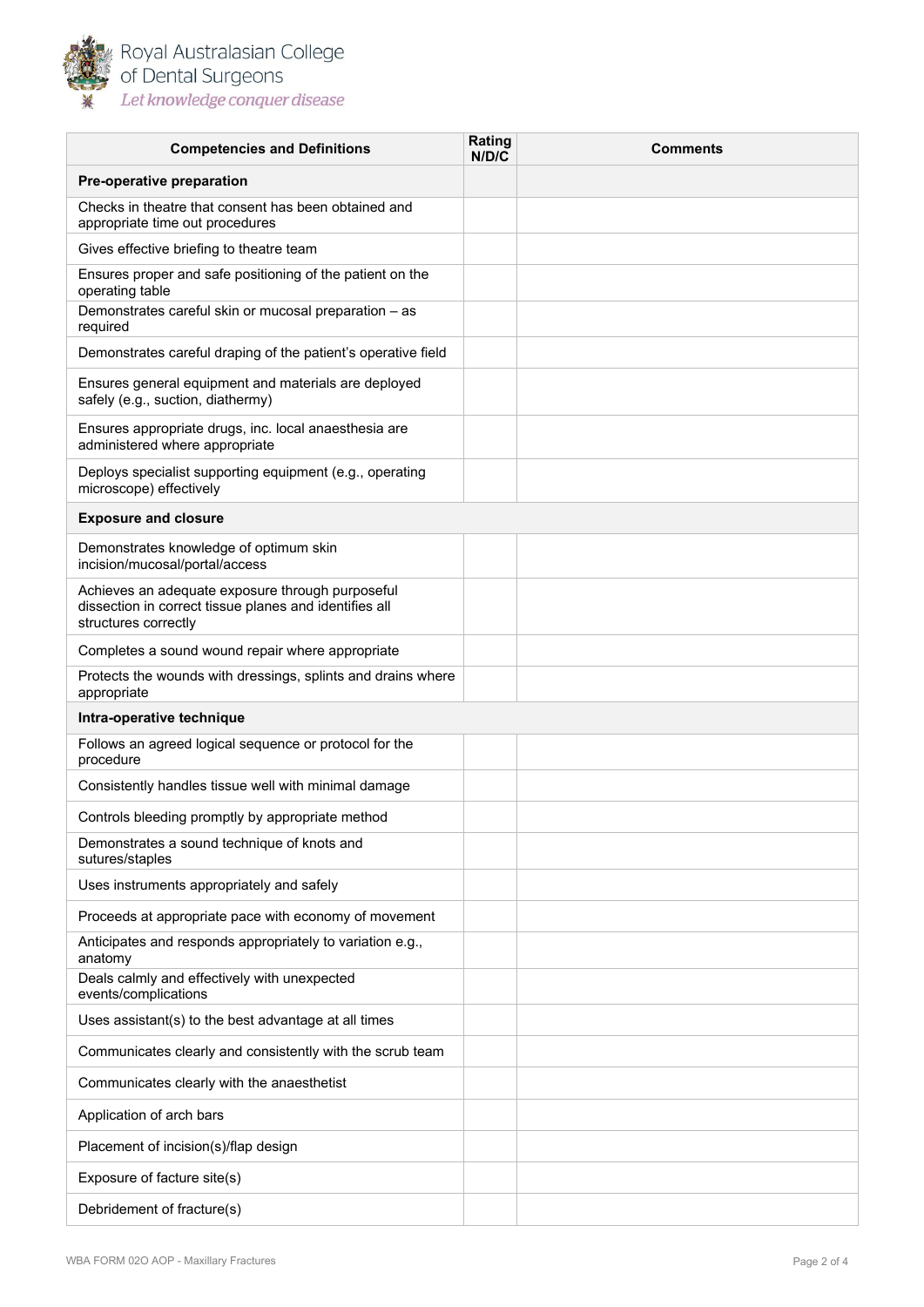| Competencies and Definitions | Rating N/D/C | Comments |
|---|---|---|
| **Pre-operative preparation** | | |
| Checks in theatre that consent has been obtained and appropriate time out procedures | | |
| Gives effective briefing to theatre team | | |
| Ensures proper and safe positioning of the patient on the operating table | | |
| Demonstrates careful skin or mucosal preparation – as required | | |
| Demonstrates careful draping of the patient's operative field | | |
| Ensures general equipment and materials are deployed safely (e.g., suction, diathermy) | | |
| Ensures appropriate drugs, inc. local anaesthesia are administered where appropriate | | |
| Deploys specialist supporting equipment (e.g., operating microscope) effectively | | |
| **Exposure and closure** | | |
| Demonstrates knowledge of optimum skin incision/mucosal/portal/access | | |
| Achieves an adequate exposure through purposeful dissection in correct tissue planes and identifies all structures correctly | | |
| Completes a sound wound repair where appropriate | | |
| Protects the wounds with dressings, splints and drains where appropriate | | |
| **Intra-operative technique** | | |
| Follows an agreed logical sequence or protocol for the procedure | | |
| Consistently handles tissue well with minimal damage | | |
| Controls bleeding promptly by appropriate method | | |
| Demonstrates a sound technique of knots and sutures/staples | | |
| Uses instruments appropriately and safely | | |
| Proceeds at appropriate pace with economy of movement | | |
| Anticipates and responds appropriately to variation e.g., anatomy | | |
| Deals calmly and effectively with unexpected events/complications | | |
| Uses assistant(s) to the best advantage at all times | | |
| Communicates clearly and consistently with the scrub team | | |
| Communicates clearly with the anaesthetist | | |
| Application of arch bars | | |
| Placement of incision(s)/flap design | | |
| Exposure of facture site(s) | | |
| Debridement of fracture(s) | | |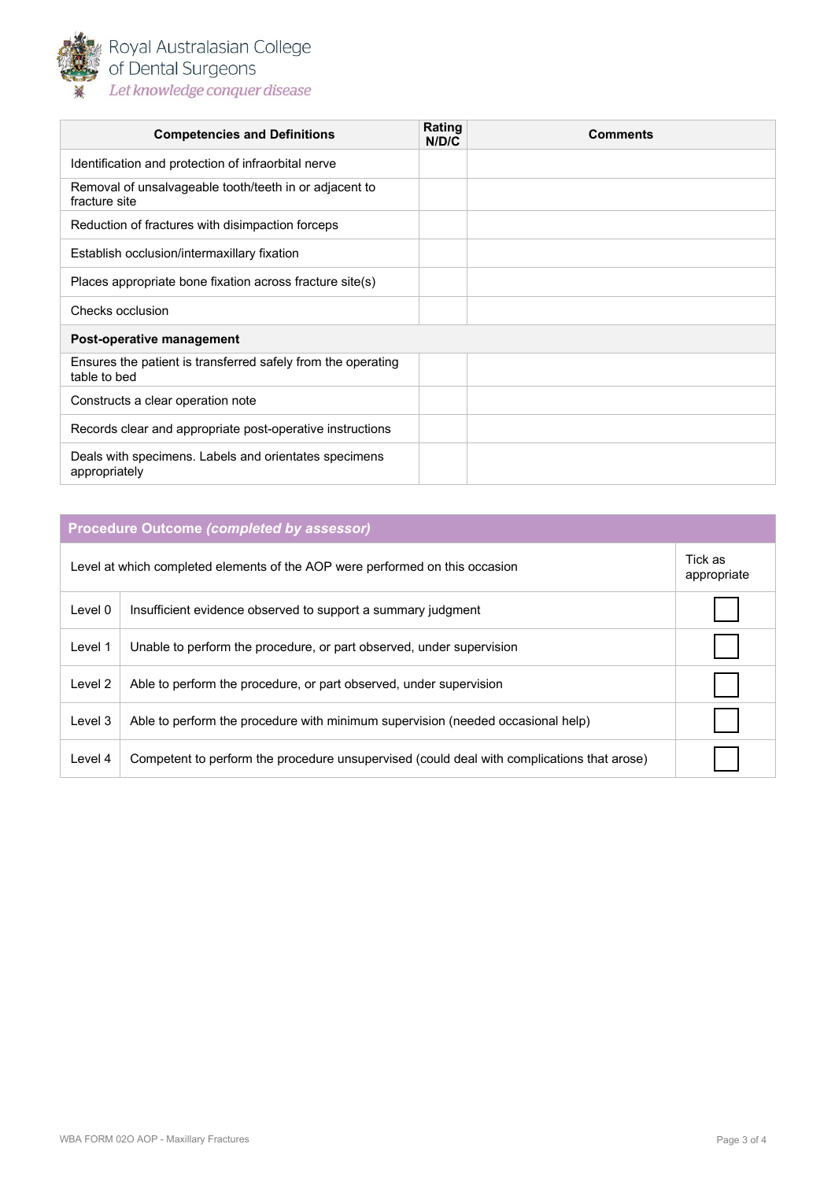| Competencies and Definitions | Rating N/D/C | Comments |
|---|---|---|
| Identification and protection of infraorbital nerve | | |
| Removal of unsalvageable tooth/teeth in or adjacent to fracture site | | |
| Reduction of fractures with disimpaction forceps | | |
| Establish occlusion/intermaxillary fixation | | |
| Places appropriate bone fixation across fracture site(s) | | |
| Checks occlusion | | |
| **Post-operative management** | | |
| Ensures the patient is transferred safely from the operating table to bed | | |
| Constructs a clear operation note | | |
| Records clear and appropriate post-operative instructions | | |
| Deals with specimens. Labels and orientates specimens appropriately | | |

| **Procedure Outcome *(completed by assessor)*** | | |
|---|---|---|
| Level at which completed elements of the AOP were performed on this occasion | | Tick as appropriate |
| Level 0 | Insufficient evidence observed to support a summary judgment | ☐ |
| Level 1 | Unable to perform the procedure, or part observed, under supervision | ☐ |
| Level 2 | Able to perform the procedure, or part observed, under supervision | ☐ |
| Level 3 | Able to perform the procedure with minimum supervision (needed occasional help) | ☐ |
| Level 4 | Competent to perform the procedure unsupervised (could deal with complications that arose) | ☐ |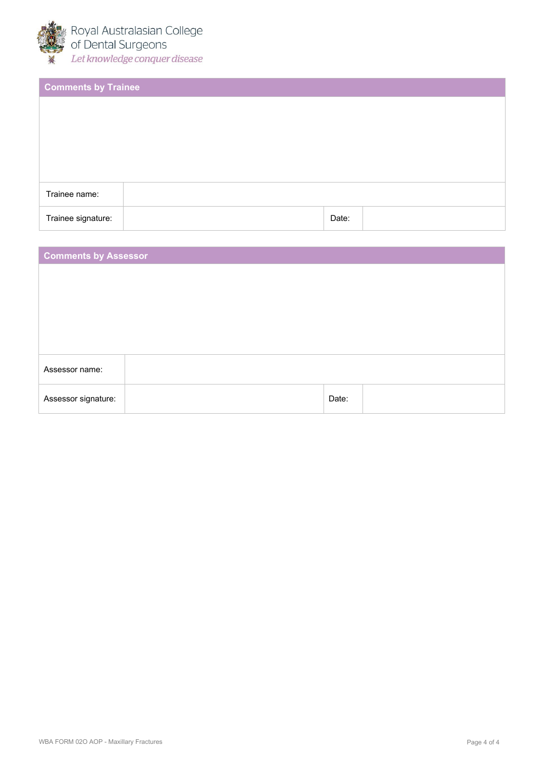Royal Australasian College of Dental Surgeons
*Let knowledge conquer disease*

## Comments by Trainee

| | | | |
|---|---|---|---|
| Trainee name: | | | |
| Trainee signature: | | Date: | |

## Comments by Assessor

| | | | |
|---|---|---|---|
| Assessor name: | | | |
| Assessor signature: | | Date: | |